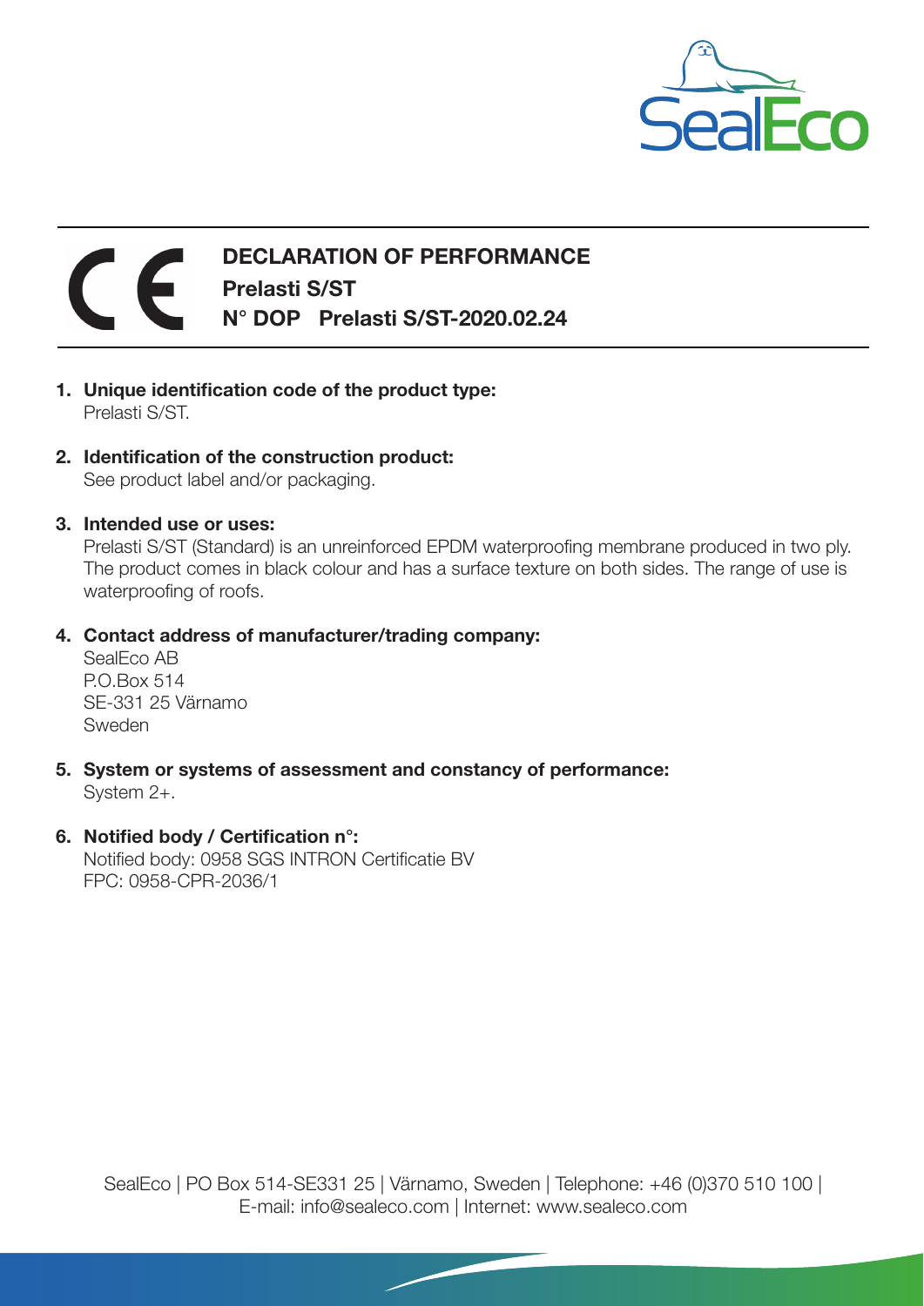# DECLARATION OF PERFORMANCE

**Prelasti S/ST**

**N° DOP Prelasti S/ST-2020.02.24**

1. **Unique identification code of the product type:**
   Prelasti S/ST.

2. **Identification of the construction product:**
   See product label and/or packaging.

3. **Intended use or uses:**
   Prelasti S/ST (Standard) is an unreinforced EPDM waterproofing membrane produced in two ply. The product comes in black colour and has a surface texture on both sides. The range of use is waterproofing of roofs.

4. **Contact address of manufacturer/trading company:**
   SealEco AB
   P.O.Box 514
   SE-331 25 Värnamo
   Sweden

5. **System or systems of assessment and constancy of performance:**
   System 2+.

6. **Notified body / Certification n°:**
   Notified body: 0958 SGS INTRON Certificatie BV
   FPC: 0958-CPR-2036/1

SealEco | PO Box 514-SE331 25 | Värnamo, Sweden | Telephone: +46 (0)370 510 100 | E-mail: info@sealeco.com | Internet: www.sealeco.com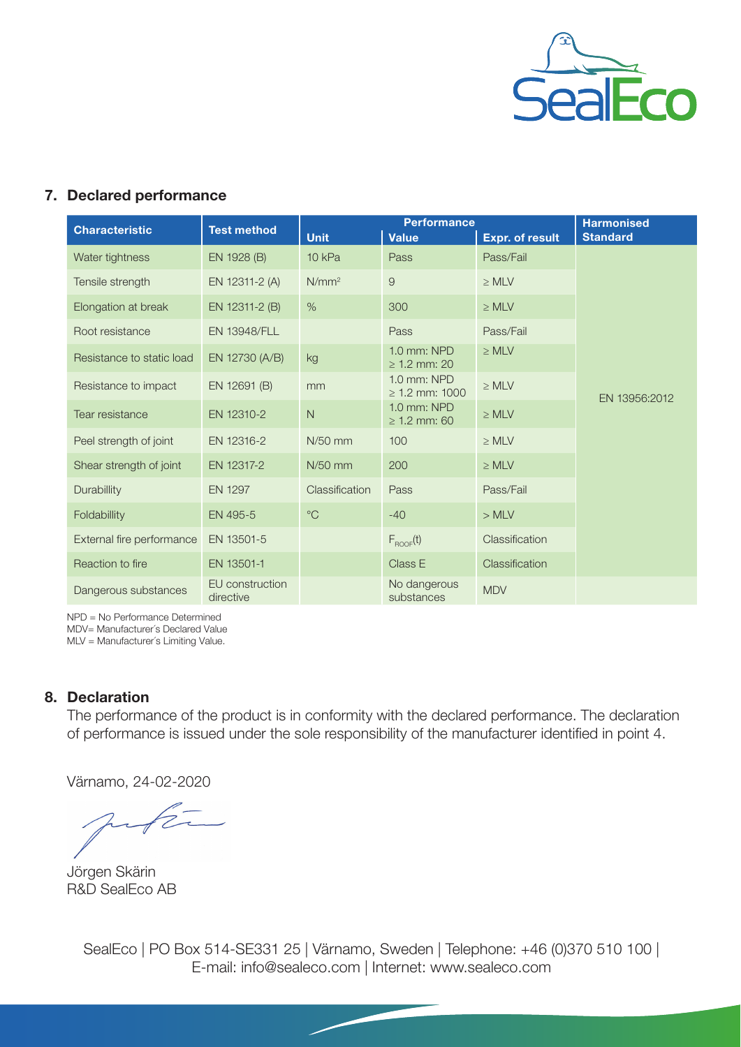## 7. Declared performance

| Characteristic | Test method | Performance | | | Harmonised Standard |
|---|---|---|---|---|---|
| | | Unit | Value | Expr. of result | |
| Water tightness | EN 1928 (B) | 10 kPa | Pass | Pass/Fail | EN 13956:2012 |
| Tensile strength | EN 12311-2 (A) | N/mm² | 9 | ≥ MLV | |
| Elongation at break | EN 12311-2 (B) | % | 300 | ≥ MLV | |
| Root resistance | EN 13948/FLL | | Pass | Pass/Fail | |
| Resistance to static load | EN 12730 (A/B) | kg | 1.0 mm: NPD ≥ 1.2 mm: 20 | ≥ MLV | |
| Resistance to impact | EN 12691 (B) | mm | 1.0 mm: NPD ≥ 1.2 mm: 1000 | ≥ MLV | |
| Tear resistance | EN 12310-2 | N | 1.0 mm: NPD ≥ 1.2 mm: 60 | ≥ MLV | |
| Peel strength of joint | EN 12316-2 | N/50 mm | 100 | ≥ MLV | |
| Shear strength of joint | EN 12317-2 | N/50 mm | 200 | ≥ MLV | |
| Durabillity | EN 1297 | Classification | Pass | Pass/Fail | |
| Foldabillity | EN 495-5 | °C | -40 | > MLV | |
| External fire performance | EN 13501-5 | | $F_{ROOF}(t)$ | Classification | |
| Reaction to fire | EN 13501-1 | | Class E | Classification | |
| Dangerous substances | EU construction directive | | No dangerous substances | MDV | |

NPD = No Performance Determined
MDV= Manufacturer´s Declared Value
MLV = Manufacturer´s Limiting Value.

## 8. Declaration

The performance of the product is in conformity with the declared performance. The declaration of performance is issued under the sole responsibility of the manufacturer identified in point 4.

Värnamo, 24-02-2020

Jörgen Skärin
R&D SealEco AB

SealEco | PO Box 514-SE331 25 | Värnamo, Sweden | Telephone: +46 (0)370 510 100 |
E-mail: info@sealeco.com | Internet: www.sealeco.com